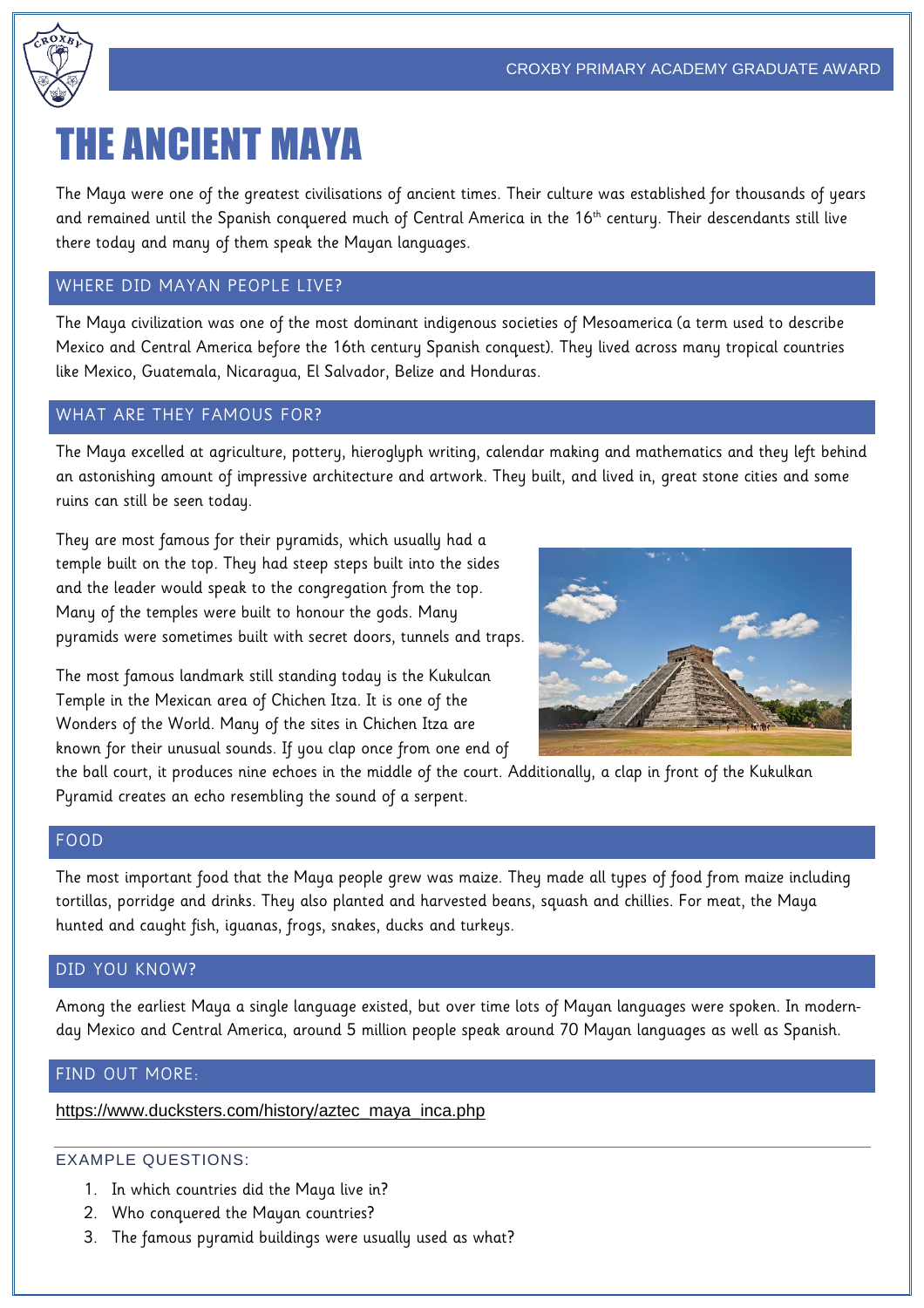CROXBY PRIMARY ACADEMY GRADUATE AWARD

# THE ANCIENT MAYA

The Maya were one of the greatest civilisations of ancient times. Their culture was established for thousands of years and remained until the Spanish conquered much of Central America in the 16th century. Their descendants still live there today and many of them speak the Mayan languages.

## WHERE DID MAYAN PEOPLE LIVE?

The Maya civilization was one of the most dominant indigenous societies of Mesoamerica (a term used to describe Mexico and Central America before the 16th century Spanish conquest). They lived across many tropical countries like Mexico, Guatemala, Nicaragua, El Salvador, Belize and Honduras.

## WHAT ARE THEY FAMOUS FOR?

The Maya excelled at agriculture, pottery, hieroglyph writing, calendar making and mathematics and they left behind an astonishing amount of impressive architecture and artwork. They built, and lived in, great stone cities and some ruins can still be seen today.

They are most famous for their pyramids, which usually had a temple built on the top. They had steep steps built into the sides and the leader would speak to the congregation from the top. Many of the temples were built to honour the gods. Many pyramids were sometimes built with secret doors, tunnels and traps.

The most famous landmark still standing today is the Kukulcan Temple in the Mexican area of Chichen Itza. It is one of the Wonders of the World. Many of the sites in Chichen Itza are known for their unusual sounds. If you clap once from one end of the ball court, it produces nine echoes in the middle of the court. Additionally, a clap in front of the Kukulkan Pyramid creates an echo resembling the sound of a serpent.

## FOOD

The most important food that the Maya people grew was maize. They made all types of food from maize including tortillas, porridge and drinks. They also planted and harvested beans, squash and chillies. For meat, the Maya hunted and caught fish, iguanas, frogs, snakes, ducks and turkeys.

## DID YOU KNOW?

Among the earliest Maya a single language existed, but over time lots of Mayan languages were spoken. In modern-day Mexico and Central America, around 5 million people speak around 70 Mayan languages as well as Spanish.

## FIND OUT MORE:

https://www.ducksters.com/history/aztec_maya_inca.php

### EXAMPLE QUESTIONS:

1. In which countries did the Maya live in?
2. Who conquered the Mayan countries?
3. The famous pyramid buildings were usually used as what?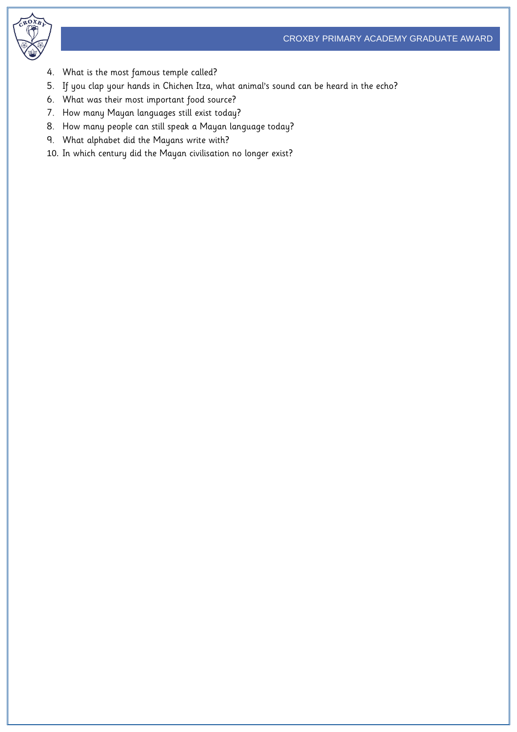4. What is the most famous temple called?
5. If you clap your hands in Chichen Itza, what animal's sound can be heard in the echo?
6. What was their most important food source?
7. How many Mayan languages still exist today?
8. How many people can still speak a Mayan language today?
9. What alphabet did the Mayans write with?
10. In which century did the Mayan civilisation no longer exist?